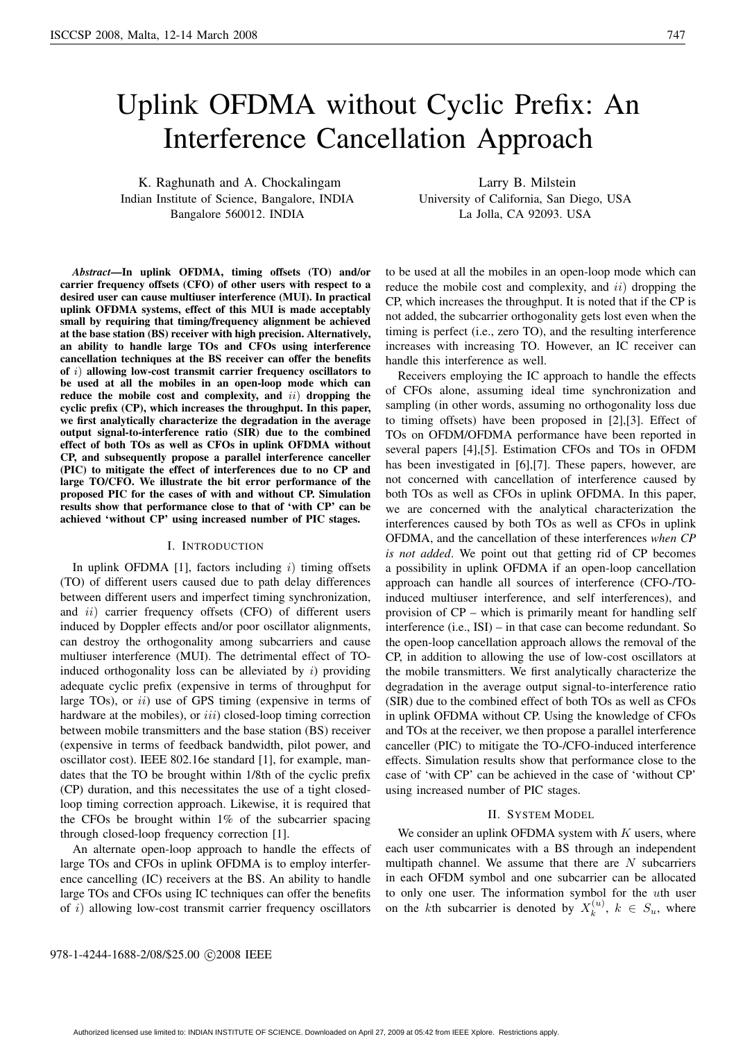# Uplink OFDMA without Cyclic Prefix: An Interference Cancellation Approach

K. Raghunath and A. Chockalingam
Indian Institute of Science, Bangalore, INDIA
Bangalore 560012. INDIA

Larry B. Milstein
University of California, San Diego, USA
La Jolla, CA 92093. USA

***Abstract*—In uplink OFDMA, timing offsets (TO) and/or carrier frequency offsets (CFO) of other users with respect to a desired user can cause multiuser interference (MUI). In practical uplink OFDMA systems, effect of this MUI is made acceptably small by requiring that timing/frequency alignment be achieved at the base station (BS) receiver with high precision. Alternatively, an ability to handle large TOs and CFOs using interference cancellation techniques at the BS receiver can offer the benefits of $i)$ allowing low-cost transmit carrier frequency oscillators to be used at all the mobiles in an open-loop mode which can reduce the mobile cost and complexity, and $ii)$ dropping the cyclic prefix (CP), which increases the throughput. In this paper, we first analytically characterize the degradation in the average output signal-to-interference ratio (SIR) due to the combined effect of both TOs as well as CFOs in uplink OFDMA without CP, and subsequently propose a parallel interference canceller (PIC) to mitigate the effect of interferences due to no CP and large TO/CFO. We illustrate the bit error performance of the proposed PIC for the cases of with and without CP. Simulation results show that performance close to that of 'with CP' can be achieved 'without CP' using increased number of PIC stages.**

## I. Introduction

In uplink OFDMA [1], factors including $i)$ timing offsets (TO) of different users caused due to path delay differences between different users and imperfect timing synchronization, and $ii)$ carrier frequency offsets (CFO) of different users induced by Doppler effects and/or poor oscillator alignments, can destroy the orthogonality among subcarriers and cause multiuser interference (MUI). The detrimental effect of TO-induced orthogonality loss can be alleviated by $i)$ providing adequate cyclic prefix (expensive in terms of throughput for large TOs), or $ii)$ use of GPS timing (expensive in terms of hardware at the mobiles), or $iii)$ closed-loop timing correction between mobile transmitters and the base station (BS) receiver (expensive in terms of feedback bandwidth, pilot power, and oscillator cost). IEEE 802.16e standard [1], for example, mandates that the TO be brought within 1/8th of the cyclic prefix (CP) duration, and this necessitates the use of a tight closed-loop timing correction approach. Likewise, it is required that the CFOs be brought within 1% of the subcarrier spacing through closed-loop frequency correction [1].

An alternate open-loop approach to handle the effects of large TOs and CFOs in uplink OFDMA is to employ interference cancelling (IC) receivers at the BS. An ability to handle large TOs and CFOs using IC techniques can offer the benefits of $i)$ allowing low-cost transmit carrier frequency oscillators to be used at all the mobiles in an open-loop mode which can reduce the mobile cost and complexity, and $ii)$ dropping the CP, which increases the throughput. It is noted that if the CP is not added, the subcarrier orthogonality gets lost even when the timing is perfect (i.e., zero TO), and the resulting interference increases with increasing TO. However, an IC receiver can handle this interference as well.

Receivers employing the IC approach to handle the effects of CFOs alone, assuming ideal time synchronization and sampling (in other words, assuming no orthogonality loss due to timing offsets) have been proposed in [2],[3]. Effect of TOs on OFDM/OFDMA performance have been reported in several papers [4],[5]. Estimation CFOs and TOs in OFDM has been investigated in [6],[7]. These papers, however, are not concerned with cancellation of interference caused by both TOs as well as CFOs in uplink OFDMA. In this paper, we are concerned with the analytical characterization the interferences caused by both TOs as well as CFOs in uplink OFDMA, and the cancellation of these interferences *when CP is not added*. We point out that getting rid of CP becomes a possibility in uplink OFDMA if an open-loop cancellation approach can handle all sources of interference (CFO-/TO-induced multiuser interference, and self interferences), and provision of CP – which is primarily meant for handling self interference (i.e., ISI) – in that case can become redundant. So the open-loop cancellation approach allows the removal of the CP, in addition to allowing the use of low-cost oscillators at the mobile transmitters. We first analytically characterize the degradation in the average output signal-to-interference ratio (SIR) due to the combined effect of both TOs as well as CFOs in uplink OFDMA without CP. Using the knowledge of CFOs and TOs at the receiver, we then propose a parallel interference canceller (PIC) to mitigate the TO-/CFO-induced interference effects. Simulation results show that performance close to the case of 'with CP' can be achieved in the case of 'without CP' using increased number of PIC stages.

## II. System Model

We consider an uplink OFDMA system with $K$ users, where each user communicates with a BS through an independent multipath channel. We assume that there are $N$ subcarriers in each OFDM symbol and one subcarrier can be allocated to only one user. The information symbol for the $u$th user on the $k$th subcarrier is denoted by $X_k^{(u)}$, $k \in S_u$, where

978-1-4244-1688-2/08/$25.00 ©2008 IEEE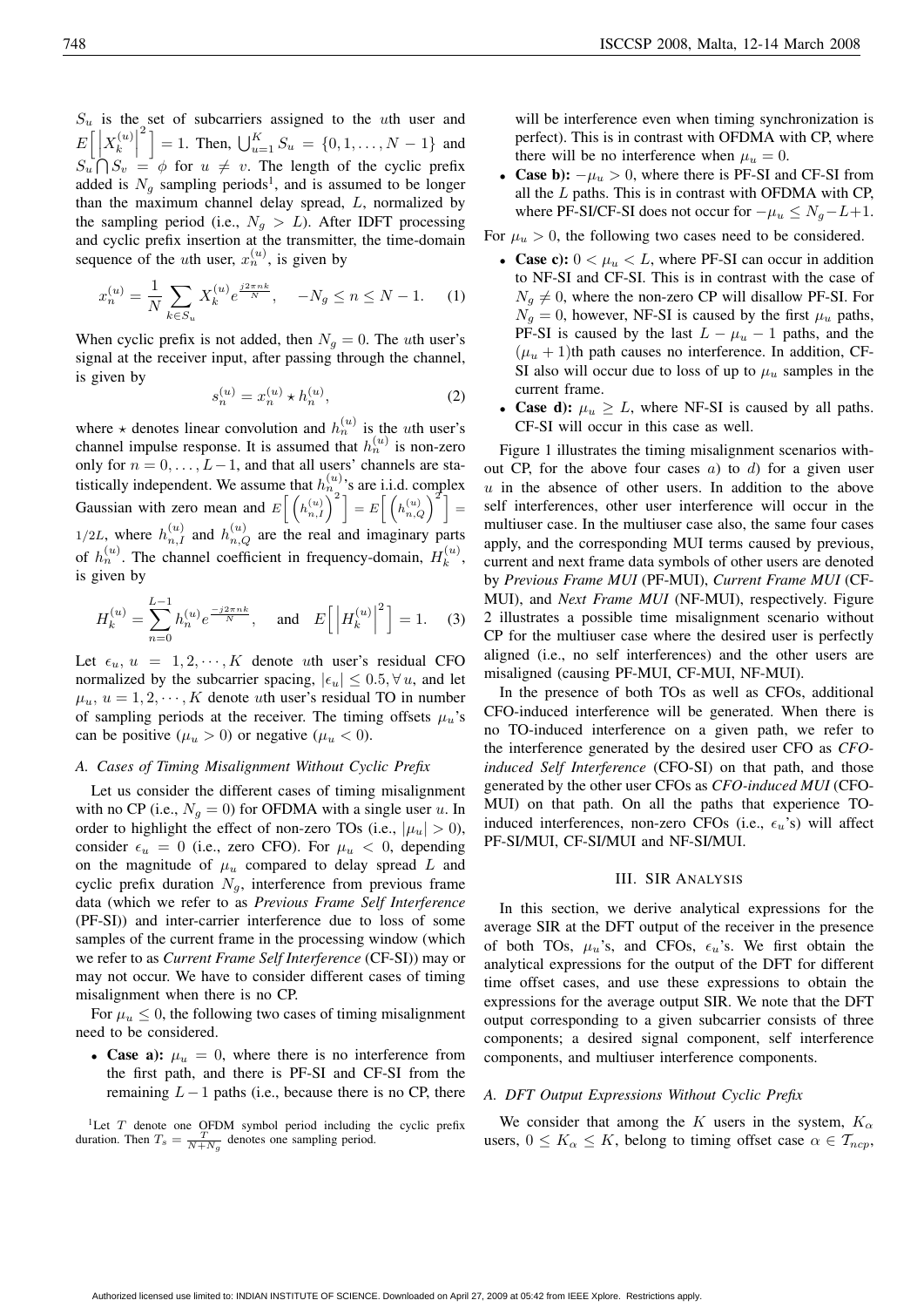$S_u$ is the set of subcarriers assigned to the $u$th user and $E\left[\left|X_k^{(u)}\right|^2\right] = 1$. Then, $\bigcup_{u=1}^{K} S_u = \{0, 1, \ldots, N-1\}$ and $S_u \bigcap S_v = \phi$ for $u \neq v$. The length of the cyclic prefix added is $N_g$ sampling periods[1], and is assumed to be longer than the maximum channel delay spread, $L$, normalized by the sampling period (i.e., $N_g > L$). After IDFT processing and cyclic prefix insertion at the transmitter, the time-domain sequence of the $u$th user, $x_n^{(u)}$, is given by

$$x_n^{(u)} = \frac{1}{N} \sum_{k \in S_u} X_k^{(u)} e^{\frac{j2\pi nk}{N}}, \quad -N_g \leq n \leq N-1. \quad (1)$$

When cyclic prefix is not added, then $N_g = 0$. The $u$th user's signal at the receiver input, after passing through the channel, is given by

$$s_n^{(u)} = x_n^{(u)} \star h_n^{(u)}, \quad (2)$$

where $\star$ denotes linear convolution and $h_n^{(u)}$ is the $u$th user's channel impulse response. It is assumed that $h_n^{(u)}$ is non-zero only for $n = 0, \ldots, L-1$, and that all users' channels are statistically independent. We assume that $h_n^{(u)}$'s are i.i.d. complex Gaussian with zero mean and $E\left[\left(h_{n,I}^{(u)}\right)^2\right] = E\left[\left(h_{n,Q}^{(u)}\right)^2\right] = 1/2L$, where $h_{n,I}^{(u)}$ and $h_{n,Q}^{(u)}$ are the real and imaginary parts of $h_n^{(u)}$. The channel coefficient in frequency-domain, $H_k^{(u)}$, is given by

$$H_k^{(u)} = \sum_{n=0}^{L-1} h_n^{(u)} e^{\frac{-j2\pi nk}{N}}, \quad \text{and} \quad E\left[\left|H_k^{(u)}\right|^2\right] = 1. \quad (3)$$

Let $\epsilon_u$, $u = 1, 2, \cdots, K$ denote $u$th user's residual CFO normalized by the subcarrier spacing, $|\epsilon_u| \leq 0.5, \forall u$, and let $\mu_u$, $u = 1, 2, \cdots, K$ denote $u$th user's residual TO in number of sampling periods at the receiver. The timing offsets $\mu_u$'s can be positive ($\mu_u > 0$) or negative ($\mu_u < 0$).

### A. Cases of Timing Misalignment Without Cyclic Prefix

Let us consider the different cases of timing misalignment with no CP (i.e., $N_g = 0$) for OFDMA with a single user $u$. In order to highlight the effect of non-zero TOs (i.e., $|\mu_u| > 0$), consider $\epsilon_u = 0$ (i.e., zero CFO). For $\mu_u < 0$, depending on the magnitude of $\mu_u$ compared to delay spread $L$ and cyclic prefix duration $N_g$, interference from previous frame data (which we refer to as *Previous Frame Self Interference* (PF-SI)) and inter-carrier interference due to loss of some samples of the current frame in the processing window (which we refer to as *Current Frame Self Interference* (CF-SI)) may or may not occur. We have to consider different cases of timing misalignment when there is no CP.

For $\mu_u \leq 0$, the following two cases of timing misalignment need to be considered.

- **Case a):** $\mu_u = 0$, where there is no interference from the first path, and there is PF-SI and CF-SI from the remaining $L-1$ paths (i.e., because there is no CP, there will be interference even when timing synchronization is perfect). This is in contrast with OFDMA with CP, where there will be no interference when $\mu_u = 0$.
- **Case b):** $-\mu_u > 0$, where there is PF-SI and CF-SI from all the $L$ paths. This is in contrast with OFDMA with CP, where PF-SI/CF-SI does not occur for $-\mu_u \leq N_g - L + 1$.

For $\mu_u > 0$, the following two cases need to be considered.

- **Case c):** $0 < \mu_u < L$, where PF-SI can occur in addition to NF-SI and CF-SI. This is in contrast with the case of $N_g \neq 0$, where the non-zero CP will disallow PF-SI. For $N_g = 0$, however, NF-SI is caused by the first $\mu_u$ paths, PF-SI is caused by the last $L - \mu_u - 1$ paths, and the $(\mu_u + 1)$th path causes no interference. In addition, CF-SI also will occur due to loss of up to $\mu_u$ samples in the current frame.
- **Case d):** $\mu_u \geq L$, where NF-SI is caused by all paths. CF-SI will occur in this case as well.

Figure 1 illustrates the timing misalignment scenarios without CP, for the above four cases $a$) to $d$) for a given user $u$ in the absence of other users. In addition to the above self interferences, other user interference will occur in the multiuser case. In the multiuser case also, the same four cases apply, and the corresponding MUI terms caused by previous, current and next frame data symbols of other users are denoted by *Previous Frame MUI* (PF-MUI), *Current Frame MUI* (CF-MUI), and *Next Frame MUI* (NF-MUI), respectively. Figure 2 illustrates a possible time misalignment scenario without CP for the multiuser case where the desired user is perfectly aligned (i.e., no self interferences) and the other users are misaligned (causing PF-MUI, CF-MUI, NF-MUI).

In the presence of both TOs as well as CFOs, additional CFO-induced interference will be generated. When there is no TO-induced interference on a given path, we refer to the interference generated by the desired user CFO as *CFO-induced Self Interference* (CFO-SI) on that path, and those generated by the other user CFOs as *CFO-induced MUI* (CFO-MUI) on that path. On all the paths that experience TO-induced interferences, non-zero CFOs (i.e., $\epsilon_u$'s) will affect PF-SI/MUI, CF-SI/MUI and NF-SI/MUI.

## III. SIR Analysis

In this section, we derive analytical expressions for the average SIR at the DFT output of the receiver in the presence of both TOs, $\mu_u$'s, and CFOs, $\epsilon_u$'s. We first obtain the analytical expressions for the output of the DFT for different time offset cases, and use these expressions to obtain the expressions for the average output SIR. We note that the DFT output corresponding to a given subcarrier consists of three components; a desired signal component, self interference components, and multiuser interference components.

### A. DFT Output Expressions Without Cyclic Prefix

We consider that among the $K$ users in the system, $K_\alpha$ users, $0 \leq K_\alpha \leq K$, belong to timing offset case $\alpha \in \mathcal{T}_{ncp}$,

[1] Let $T$ denote one OFDM symbol period including the cyclic prefix duration. Then $T_s = \frac{T}{N+N_g}$ denotes one sampling period.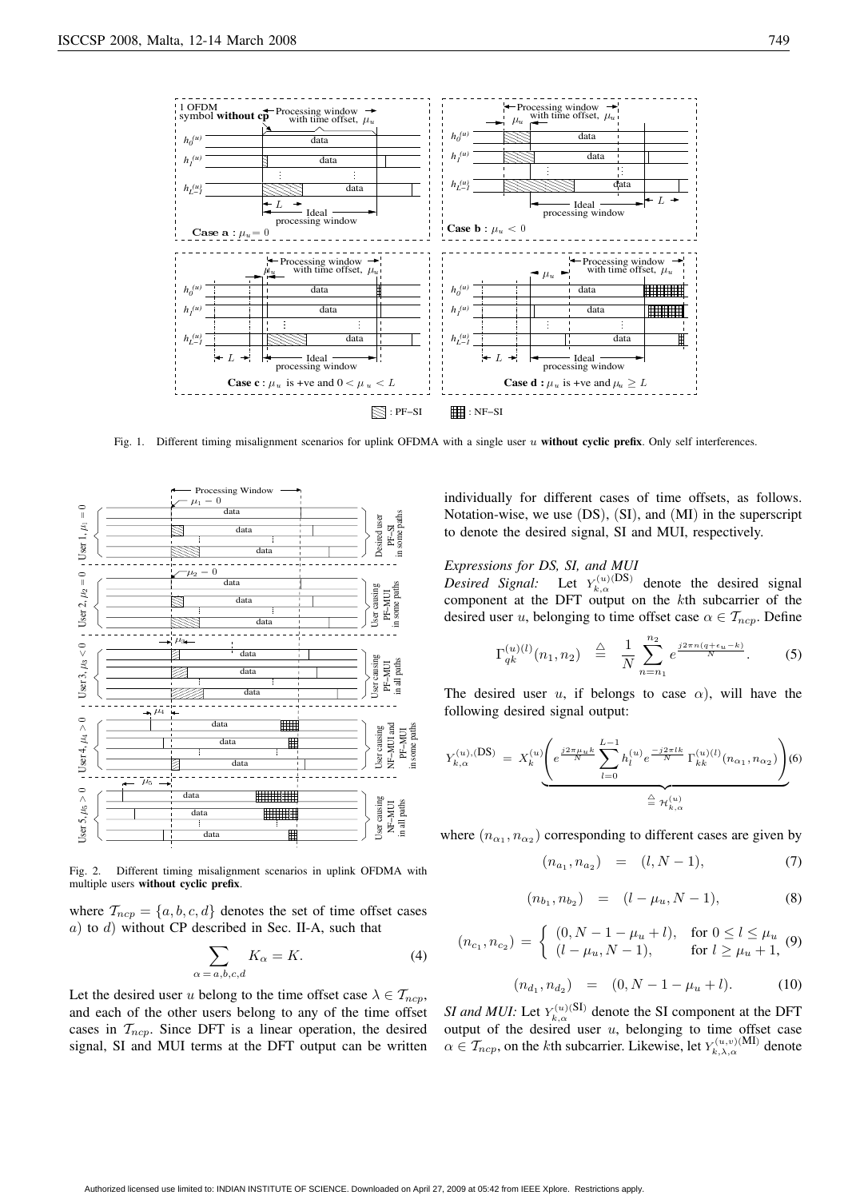Fig. 1. Different timing misalignment scenarios for uplink OFDMA with a single user $u$ **without cyclic prefix**. Only self interferences.

Fig. 2. Different timing misalignment scenarios in uplink OFDMA with multiple users **without cyclic prefix**.

where $\mathcal{T}_{ncp} = \{a, b, c, d\}$ denotes the set of time offset cases $a)$ to $d)$ without CP described in Sec. II-A, such that

$$\sum_{\alpha = a,b,c,d} K_\alpha = K. \tag{4}$$

Let the desired user $u$ belong to the time offset case $\lambda \in \mathcal{T}_{ncp}$, and each of the other users belong to any of the time offset cases in $\mathcal{T}_{ncp}$. Since DFT is a linear operation, the desired signal, SI and MUI terms at the DFT output can be written individually for different cases of time offsets, as follows. Notation-wise, we use (DS), (SI), and (MI) in the superscript to denote the desired signal, SI and MUI, respectively.

*Expressions for DS, SI, and MUI*

*Desired Signal:* Let $Y_{k,\alpha}^{(u)(\mathrm{DS})}$ denote the desired signal component at the DFT output on the $k$th subcarrier of the desired user $u$, belonging to time offset case $\alpha \in \mathcal{T}_{ncp}$. Define

$$\Gamma_{qk}^{(u)(l)}(n_1, n_2) \quad \triangleq \quad \frac{1}{N} \sum_{n=n_1}^{n_2} e^{\frac{j2\pi n(q+\epsilon_u - k)}{N}}. \tag{5}$$

The desired user $u$, if belongs to case $\alpha$), will have the following desired signal output:

$$Y_{k,\alpha}^{(u),(\mathrm{DS})} = X_k^{(u)} \underbrace{\left( e^{\frac{j2\pi\mu_u k}{N}} \sum_{l=0}^{L-1} h_l^{(u)} e^{\frac{-j2\pi lk}{N}} \Gamma_{kk}^{(u)(l)}(n_{\alpha_1}, n_{\alpha_2}) \right)}_{\triangleq \mathcal{H}_{k,\alpha}^{(u)}} \tag{6}$$

where $(n_{\alpha_1}, n_{\alpha_2})$ corresponding to different cases are given by

$$(n_{a_1}, n_{a_2}) \quad = \quad (l, N-1), \tag{7}$$

$$(n_{b_1}, n_{b_2}) \quad = \quad (l - \mu_u, N-1), \tag{8}$$

$$(n_{c_1}, n_{c_2}) = \begin{cases} (0, N-1-\mu_u+l), & \text{for } 0 \leq l \leq \mu_u \\ (l-\mu_u, N-1), & \text{for } l \geq \mu_u + 1, \end{cases} \tag{9}$$

$$(n_{d_1}, n_{d_2}) \quad = \quad (0, N-1-\mu_u+l). \tag{10}$$

*SI and MUI:* Let $Y_{k,\alpha}^{(u)(\mathrm{SI})}$ denote the SI component at the DFT output of the desired user $u$, belonging to time offset case $\alpha \in \mathcal{T}_{ncp}$, on the $k$th subcarrier. Likewise, let $Y_{k,\lambda,\alpha}^{(u,v)(\mathrm{MI})}$ denote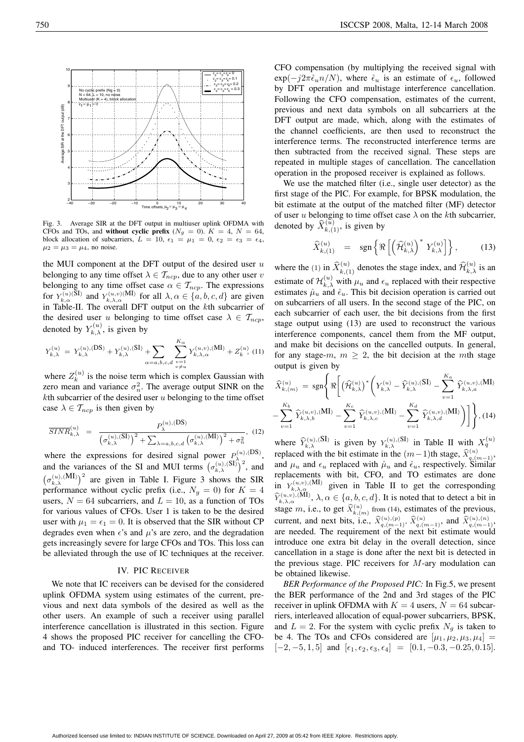Fig. 3. Average SIR at the DFT output in multiuser uplink OFDMA with CFOs and TOs, and **without cyclic prefix** ($N_g = 0$). $K = 4$, $N = 64$, block allocation of subcarriers, $L = 10$, $\epsilon_1 = \mu_1 = 0$, $\epsilon_2 = \epsilon_3 = \epsilon_4$, $\mu_2 = \mu_3 = \mu_4$, no noise.

the MUI component at the DFT output of the desired user $u$ belonging to any time offset $\lambda \in \mathcal{T}_{ncp}$, due to any other user $v$ belonging to any time offset case $\alpha \in \mathcal{T}_{ncp}$. The expressions for $Y_{k,\alpha}^{(u),(\text{SI})}$ and $Y_{k,\lambda,\alpha}^{(u,v),(\text{MI})}$ for all $\lambda, \alpha \in \{a, b, c, d\}$ are given in Table-II. The overall DFT output on the $k$th subcarrier of the desired user $u$ belonging to time offset case $\lambda \in \mathcal{T}_{ncp}$, denoted by $Y_{k,\lambda}^{(u)}$, is given by

$$Y_{k,\lambda}^{(u)} = Y_{k,\lambda}^{(u),(\text{DS})} + Y_{k,\lambda}^{(u),(\text{SI})} + \sum_{\alpha=a,b,c,d} \sum_{\substack{v=1 \\ v \neq u}}^{K_\alpha} Y_{k,\lambda,\alpha}^{(u,v),(\text{MI})} + Z_k^{(u)}, \quad (11)$$

where $Z_k^{(u)}$ is the noise term which is complex Gaussian with zero mean and variance $\sigma_n^2$. The average output SINR on the $k$th subcarrier of the desired user $u$ belonging to the time offset case $\lambda \in \mathcal{T}_{ncp}$ is then given by

$$\overline{SINR}_{k,\lambda}^{(u)} = \frac{P_\lambda^{(u),(\text{DS})}}{\left(\sigma_{k,\lambda}^{(u),(\text{SI})}\right)^2 + \sum_{\lambda=a,b,c,d} \left(\sigma_{k,\lambda}^{(u),(\text{MI})}\right)^2 + \sigma_n^2}, \quad (12)$$

where the expressions for desired signal power $P_\lambda^{(u),(\text{DS})}$, and the variances of the SI and MUI terms $\left(\sigma_{k,\lambda}^{(u),(\text{SI})}\right)^2$, and $\left(\sigma_{k,\lambda}^{(u),(\text{MI})}\right)^2$ are given in Table I. Figure 3 shows the SIR performance without cyclic prefix (i.e., $N_g = 0$) for $K = 4$ users, $N = 64$ subcarriers, and $L = 10$, as a function of TOs for various values of CFOs. User 1 is taken to be the desired user with $\mu_1 = \epsilon_1 = 0$. It is observed that the SIR without CP degrades even when $\epsilon$'s and $\mu$'s are zero, and the degradation gets increasingly severe for large CFOs and TOs. This loss can be alleviated through the use of IC techniques at the receiver.

## IV. PIC Receiver

We note that IC receivers can be devised for the considered uplink OFDMA system using estimates of the current, previous and next data symbols of the desired as well as the other users. An example of such a receiver using parallel interference cancellation is illustrated in this section. Figure 4 shows the proposed PIC receiver for cancelling the CFO- and TO- induced interferences. The receiver first performs CFO compensation (by multiplying the received signal with $\exp(-j2\pi\hat{\epsilon}_u n/N)$, where $\hat{\epsilon}_u$ is an estimate of $\epsilon_u$, followed by DFT operation and multistage interference cancellation. Following the CFO compensation, estimates of the current, previous and next data symbols on all subcarriers at the DFT output are made, which, along with the estimates of the channel coefficients, are then used to reconstruct the interference terms. The reconstructed interference terms are then subtracted from the received signal. These steps are repeated in multiple stages of cancellation. The cancellation operation in the proposed receiver is explained as follows.

We use the matched filter (i.e., single user detector) as the first stage of the PIC. For example, for BPSK modulation, the bit estimate at the output of the matched filter (MF) detector of user $u$ belonging to time offset case $\lambda$ on the $k$th subcarrier, denoted by $\widehat{X}_{k,(1)}^{(u)}$, is given by

$$\widehat{X}_{k,(1)}^{(u)} = \text{sgn}\left\{ \Re\left[ \left(\widehat{\mathcal{H}}_{k,\lambda}^{(u)}\right)^* Y_{k,\lambda}^{(u)} \right] \right\}, \quad (13)$$

where the (1) in $\widehat{X}_{k,(1)}^{(u)}$ denotes the stage index, and $\widehat{\mathcal{H}}_{k,\lambda}^{(u)}$ is an estimate of $\mathcal{H}_{k,\lambda}^{(u)}$ with $\mu_u$ and $\epsilon_u$ replaced with their respective estimates $\hat{\mu}_u$ and $\hat{\epsilon}_u$. This bit decision operation is carried out on subcarriers of all users. In the second stage of the PIC, on each subcarrier of each user, the bit decisions from the first stage output using (13) are used to reconstruct the various interference components, cancel them from the MF output, and make bit decisions on the cancelled outputs. In general, for any stage-$m$, $m \geq 2$, the bit decision at the $m$th stage output is given by

$$\widehat{X}_{k,(m)}^{(u)} = \text{sgn}\Bigg\{ \Re\Bigg[ \left(\widehat{\mathcal{H}}_{k,\lambda}^{(u)}\right)^* \Bigg( Y_{k,\lambda}^{(u)} - \widehat{Y}_{k,\lambda}^{(u),(\text{SI})} - \sum_{v=1}^{K_a} \widehat{Y}_{k,\lambda,a}^{(u,v),(\text{MI})} - \sum_{v=1}^{K_b} \widehat{Y}_{k,\lambda,b}^{(u,v),(\text{MI})} - \sum_{v=1}^{K_c} \widehat{Y}_{k,\lambda,c}^{(u,v),(\text{MI})} - \sum_{v=1}^{K_d} \widehat{Y}_{k,\lambda,d}^{(u,v),(\text{MI})} \Bigg) \Bigg] \Bigg\}, \quad (14)$$

where $\widehat{Y}_{k,\lambda}^{(u),(\text{SI})}$ is given by $Y_{k,\lambda}^{(u),(\text{SI})}$ in Table II with $X_q^{(u)}$ replaced with the bit estimate in the $(m-1)$th stage, $\widehat{X}_{q,(m-1)}^{(u)}$, and $\mu_u$ and $\epsilon_u$ replaced with $\hat{\mu}_u$ and $\hat{\epsilon}_u$, respectively. Similar replacements with bit, CFO, and TO estimates are done in $Y_{k,\lambda,\alpha}^{(u,v),(\text{MI})}$ given in Table II to get the corresponding $\widehat{Y}_{k,\lambda,\alpha}^{(u,v),(\text{MI})}$, $\lambda, \alpha \in \{a, b, c, d\}$. It is noted that to detect a bit in stage $m$, i.e., to get $\widehat{X}_{k,(m)}^{(u)}$ from (14), estimates of the previous, current, and next bits, i.e., $\widehat{X}_{q,(m-1)}^{(u),(p)}$, $\widehat{X}_{q,(m-1)}^{(u)}$, and $\widehat{X}_{q,(m-1)}^{(u),(n)}$, are needed. The requirement of the next bit estimate would introduce one extra bit delay in the overall detection, since cancellation in a stage is done after the next bit is detected in the previous stage. PIC receivers for $M$-ary modulation can be obtained likewise.

*BER Performance of the Proposed PIC:* In Fig.5, we present the BER performance of the 2nd and 3rd stages of the PIC receiver in uplink OFDMA with $K = 4$ users, $N = 64$ subcarriers, interleaved allocation of equal-power subcarriers, BPSK, and $L = 2$. For the system with cyclic prefix $N_g$ is taken to be 4. The TOs and CFOs considered are $[\mu_1, \mu_2, \mu_3, \mu_4] = [-2, -5, 1, 5]$ and $[\epsilon_1, \epsilon_2, \epsilon_3, \epsilon_4] = [0.1, -0.3, -0.25, 0.15]$.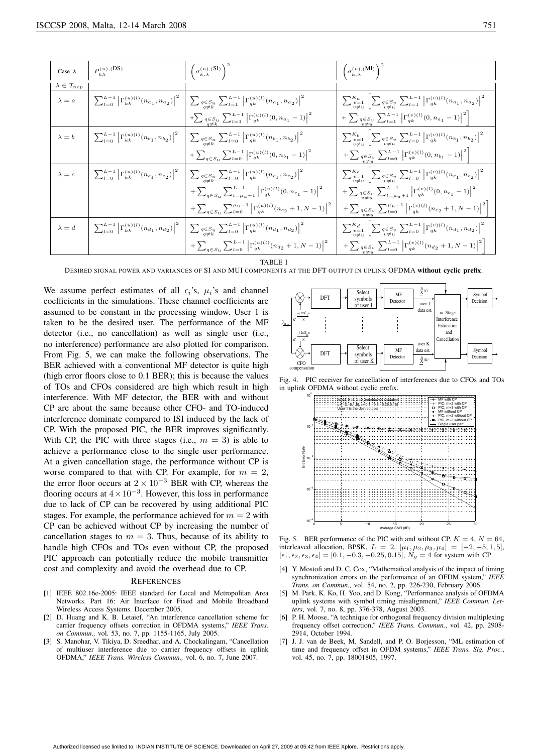| Case $\lambda$ | $P_{k\lambda}^{(u),(\text{DS})}$ | $\left(\sigma_{k,\lambda}^{(u),(\text{SI})}\right)^2$ | $\left(\sigma_{k,\lambda}^{(u),(\text{MI})}\right)^2$ |
|---|---|---|---|
| $\lambda \in \mathcal{T}_{ncp}$ | | | |
| $\lambda = a$ | $\sum_{l=0}^{L-1}\left\lvert\Gamma_{kk}^{(u)(l)}(n_{a_1},n_{a_2})\right\rvert^2$ | $\sum_{q\in S_u, q\neq k}\sum_{l=1}^{L-1}\left\lvert\Gamma_{qk}^{(u)(l)}(n_{a_1},n_{a_2})\right\rvert^2 + \sum_{q\in S_u, q\neq k}\sum_{l=1}^{L-1}\left\lvert\Gamma_{qk}^{(u)(l)}(0,n_{a_1}-1)\right\rvert^2$ | $\sum_{v=1, v\neq u}^{K_a}\left[\sum_{q\in S_v, v\neq u}\sum_{l=1}^{L-1}\left\lvert\Gamma_{qk}^{(v)(l)}(n_{a_1},n_{a_2})\right\rvert^2 + \sum_{q\in S_v, v\neq u}\sum_{l=1}^{L-1}\left\lvert\Gamma_{qk}^{(v)(l)}(0,n_{a_1}-1)\right\rvert^2\right]$ |
| $\lambda = b$ | $\sum_{l=0}^{L-1}\left\lvert\Gamma_{kk}^{(u)(l)}(n_{b_1},n_{b_2})\right\rvert^2$ | $\sum_{q\in S_u, q\neq k}\sum_{l=0}^{L-1}\left\lvert\Gamma_{qk}^{(u)(l)}(n_{b_1},n_{b_2})\right\rvert^2 + \sum_{q\in S_u}\sum_{l=0}^{L-1}\left\lvert\Gamma_{qk}^{(u)(l)}(0,n_{b_1}-1)\right\rvert^2$ | $\sum_{v=1, v\neq u}^{K_b}\left[\sum_{q\in S_v, v\neq u}\sum_{l=0}^{L-1}\left\lvert\Gamma_{qk}^{(v)(l)}(n_{b_1},n_{b_2})\right\rvert^2 + \sum_{q\in S_v, v\neq u}\sum_{l=0}^{L-1}\left\lvert\Gamma_{qk}^{(v)(l)}(0,n_{b_1}-1)\right\rvert^2\right]$ |
| $\lambda = c$ | $\sum_{l=0}^{L-1}\left\lvert\Gamma_{kk}^{(u)(l)}(n_{c_1},n_{c_2})\right\rvert^2$ | $\sum_{q\in S_u, q\neq k}\sum_{l=0}^{L-1}\left\lvert\Gamma_{qk}^{(u)(l)}(n_{c_1},n_{c_2})\right\rvert^2 + \sum_{q\in S_u}\sum_{l=\mu_u+1}^{L-1}\left\lvert\Gamma_{qk}^{(u)(l)}(0,n_{c_1}-1)\right\rvert^2 + \sum_{q\in S_u}\sum_{l=0}^{\mu_u-1}\left\lvert\Gamma_{qk}^{(u)(l)}(n_{c_2}+1,N-1)\right\rvert^2$ | $\sum_{v=1, v\neq u}^{K_c}\left[\sum_{q\in S_v, v\neq u}\sum_{l=0}^{L-1}\left\lvert\Gamma_{qk}^{(v)(l)}(n_{c_1},n_{c_2})\right\rvert^2 + \sum_{q\in S_v, v\neq u}\sum_{l=\mu_u+1}^{L-1}\left\lvert\Gamma_{qk}^{(v)(l)}(0,n_{c_1}-1)\right\rvert^2 + \sum_{q\in S_v, v\neq u}\sum_{l=0}^{\mu_u-1}\left\lvert\Gamma_{qk}^{(v)(l)}(n_{c_2}+1,N-1)\right\rvert^2\right]$ |
| $\lambda = d$ | $\sum_{l=0}^{L-1}\left\lvert\Gamma_{kk}^{(u)(l)}(n_{d_1},n_{d_2})\right\rvert^2$ | $\sum_{q\in S_u, q\neq k}\sum_{l=0}^{L-1}\left\lvert\Gamma_{qk}^{(u)(l)}(n_{d_1},n_{d_2})\right\rvert^2 + \sum_{q\in S_u}\sum_{l=0}^{L-1}\left\lvert\Gamma_{qk}^{(u)(l)}(n_{d_2}+1,N-1)\right\rvert^2$ | $\sum_{v=1, v\neq u}^{K_d}\left[\sum_{q\in S_v, v\neq u}\sum_{l=0}^{L-1}\left\lvert\Gamma_{qk}^{(v)(l)}(n_{d_1},n_{d_2})\right\rvert^2 + \sum_{q\in S_v, v\neq u}\sum_{l=0}^{L-1}\left\lvert\Gamma_{qk}^{(v)(l)}(n_{d_2}+1,N-1)\right\rvert^2\right]$ |

TABLE I

DESIRED SIGNAL POWER AND VARIANCES OF SI AND MUI COMPONENTS AT THE DFT OUTPUT IN UPLINK OFDMA **without cyclic prefix**.

We assume perfect estimates of all $\epsilon_i$'s, $\mu_i$'s and channel coefficients in the simulations. These channel coefficients are assumed to be constant in the processing window. User 1 is taken to be the desired user. The performance of the MF detector (i.e., no cancellation) as well as single user (i.e., no interference) performance are also plotted for comparison. From Fig. 5, we can make the following observations. The BER achieved with a conventional MF detector is quite high (high error floors close to 0.1 BER); this is because the values of TOs and CFOs considered are high which result in high interference. With MF detector, the BER with and without CP are about the same because other CFO- and TO-induced interference dominate compared to ISI induced by the lack of CP. With the proposed PIC, the BER improves significantly. With CP, the PIC with three stages (i.e., $m = 3$) is able to achieve a performance close to the single user performance. At a given cancellation stage, the performance without CP is worse compared to that with CP. For example, for $m = 2$, the error floor occurs at $2 \times 10^{-3}$ BER with CP, whereas the flooring occurs at $4 \times 10^{-3}$. However, this loss in performance due to lack of CP can be recovered by using additional PIC stages. For example, the performance achieved for $m = 2$ with CP can be achieved without CP by increasing the number of cancellation stages to $m = 3$. Thus, because of its ability to handle high CFOs and TOs even without CP, the proposed PIC approach can potentially reduce the mobile transmitter cost and complexity and avoid the overhead due to CP.

Fig. 4. PIC receiver for cancellation of interferences due to CFOs and TOs in uplink OFDMA without cyclic prefix.

Fig. 5. BER performance of the PIC with and without CP. $K = 4$, $N = 64$, interleaved allocation, BPSK, $L = 2$, $[\mu_1, \mu_2, \mu_3, \mu_4] = [-2, -5, 1, 5]$, $[\epsilon_1, \epsilon_2, \epsilon_3, \epsilon_4] = [0.1, -0.3, -0.25, 0.15]$, $N_g = 4$ for system with CP.

## REFERENCES

[1] IEEE 802.16e-2005: IEEE standard for Local and Metropolitan Area Networks. Part 16: Air Interface for Fixed and Mobile Broadband Wireless Access Systems. December 2005.

[2] D. Huang and K. B. Letaief, "An interference cancellation scheme for carrier frequency offsets correction in OFDMA systems," *IEEE Trans. on Commun.,* vol. 53, no. 7, pp. 1155-1165, July 2005.

[3] S. Manohar, V. Tikiya, D. Sreedhar, and A. Chockalingam, "Cancellation of multiuser interference due to carrier frequency offsets in uplink OFDMA," *IEEE Trans. Wireless Commun.,* vol. 6, no. 7, June 2007.

[4] Y. Mostofi and D. C. Cox, "Mathematical analysis of the impact of timing synchronization errors on the performance of an OFDM system," *IEEE Trans. on Commun.*, vol. 54, no. 2, pp. 226-230, February 2006.

[5] M. Park, K. Ko, H. Yoo, and D. Kong, "Performance analysis of OFDMA uplink systems with symbol timing misalignment," *IEEE Commun. Letters*, vol. 7, no. 8, pp. 376-378, August 2003.

[6] P. H. Moose, "A technique for orthogonal frequency division multiplexing frequency offset correction," *IEEE Trans. Commun.*, vol. 42, pp. 2908-2914, October 1994.

[7] J. J. van de Beek, M. Sandell, and P. O. Borjesson, "ML estimation of time and frequency offset in OFDM systems," *IEEE Trans. Sig. Proc.*, vol. 45, no. 7, pp. 18001805, 1997.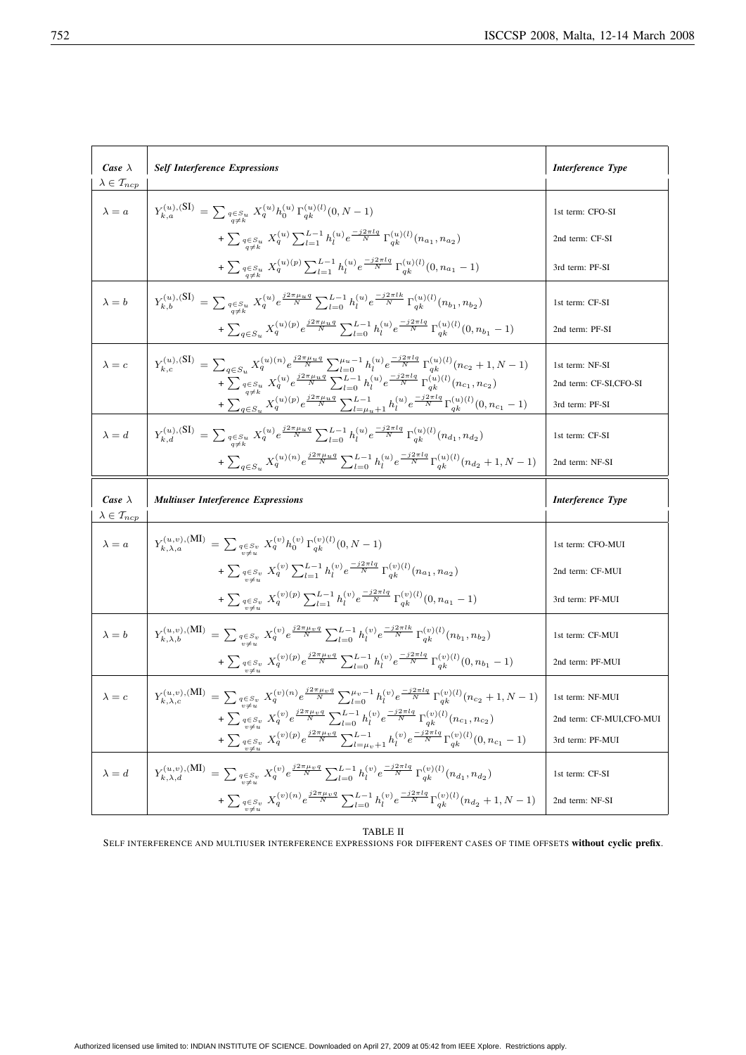| *Case* $\lambda$ <br> $\lambda \in \mathcal{T}_{ncp}$ | *Self Interference Expressions* | *Interference Type* |
|---|---|---|
| $\lambda = a$ | $Y_{k,a}^{(u),(\text{SI})} = \sum_{\substack{q \in S_u \\ q \neq k}} X_q^{(u)} h_0^{(u)} \Gamma_{qk}^{(u)(l)}(0, N-1)$ | 1st term: CFO-SI |
| | $+ \sum_{\substack{q \in S_u \\ q \neq k}} X_q^{(u)} \sum_{l=1}^{L-1} h_l^{(u)} e^{\frac{-j2\pi lq}{N}} \Gamma_{qk}^{(u)(l)}(n_{a_1}, n_{a_2})$ | 2nd term: CF-SI |
| | $+ \sum_{\substack{q \in S_u \\ q \neq k}} X_q^{(u)(p)} \sum_{l=1}^{L-1} h_l^{(u)} e^{\frac{-j2\pi lq}{N}} \Gamma_{qk}^{(u)(l)}(0, n_{a_1}-1)$ | 3rd term: PF-SI |
| $\lambda = b$ | $Y_{k,b}^{(u),(\text{SI})} = \sum_{\substack{q \in S_u \\ q \neq k}} X_q^{(u)} e^{\frac{j2\pi\mu_u q}{N}} \sum_{l=0}^{L-1} h_l^{(u)} e^{\frac{-j2\pi lk}{N}} \Gamma_{qk}^{(u)(l)}(n_{b_1}, n_{b_2})$ | 1st term: CF-SI |
| | $+ \sum_{q \in S_u} X_q^{(u)(p)} e^{\frac{j2\pi\mu_u q}{N}} \sum_{l=0}^{L-1} h_l^{(u)} e^{\frac{-j2\pi lq}{N}} \Gamma_{qk}^{(u)(l)}(0, n_{b_1}-1)$ | 2nd term: PF-SI |
| $\lambda = c$ | $Y_{k,c}^{(u),(\text{SI})} = \sum_{q \in S_u} X_q^{(u)(n)} e^{\frac{j2\pi\mu_u q}{N}} \sum_{l=0}^{\mu_u-1} h_l^{(u)} e^{\frac{-j2\pi lq}{N}} \Gamma_{qk}^{(u)(l)}(n_{c_2}+1, N-1)$ | 1st term: NF-SI |
| | $+ \sum_{\substack{q \in S_u \\ q \neq k}} X_q^{(u)} e^{\frac{j2\pi\mu_u q}{N}} \sum_{l=0}^{L-1} h_l^{(u)} e^{\frac{-j2\pi lq}{N}} \Gamma_{qk}^{(u)(l)}(n_{c_1}, n_{c_2})$ | 2nd term: CF-SI,CFO-SI |
| | $+ \sum_{q \in S_u} X_q^{(u)(p)} e^{\frac{j2\pi\mu_u q}{N}} \sum_{l=\mu_u+1}^{L-1} h_l^{(u)} e^{\frac{-j2\pi lq}{N}} \Gamma_{qk}^{(u)(l)}(0, n_{c_1}-1)$ | 3rd term: PF-SI |
| $\lambda = d$ | $Y_{k,d}^{(u),(\text{SI})} = \sum_{\substack{q \in S_u \\ q \neq k}} X_q^{(u)} e^{\frac{j2\pi\mu_u q}{N}} \sum_{l=0}^{L-1} h_l^{(u)} e^{\frac{-j2\pi lq}{N}} \Gamma_{qk}^{(u)(l)}(n_{d_1}, n_{d_2})$ | 1st term: CF-SI |
| | $+ \sum_{q \in S_u} X_q^{(u)(n)} e^{\frac{j2\pi\mu_u q}{N}} \sum_{l=0}^{L-1} h_l^{(u)} e^{\frac{-j2\pi lq}{N}} \Gamma_{qk}^{(u)(l)}(n_{d_2}+1, N-1)$ | 2nd term: NF-SI |

| *Case* $\lambda$ <br> $\lambda \in \mathcal{T}_{ncp}$ | *Multiuser Interference Expressions* | *Interference Type* |
|---|---|---|
| $\lambda = a$ | $Y_{k,\lambda,a}^{(u,v),(\text{MI})} = \sum_{\substack{q \in S_v \\ v \neq u}} X_q^{(v)} h_0^{(v)} \Gamma_{qk}^{(v)(l)}(0, N-1)$ | 1st term: CFO-MUI |
| | $+ \sum_{\substack{q \in S_v \\ v \neq u}} X_q^{(v)} \sum_{l=1}^{L-1} h_l^{(v)} e^{\frac{-j2\pi lq}{N}} \Gamma_{qk}^{(v)(l)}(n_{a_1}, n_{a_2})$ | 2nd term: CF-MUI |
| | $+ \sum_{\substack{q \in S_v \\ v \neq u}} X_q^{(v)(p)} \sum_{l=1}^{L-1} h_l^{(v)} e^{\frac{-j2\pi lq}{N}} \Gamma_{qk}^{(v)(l)}(0, n_{a_1}-1)$ | 3rd term: PF-MUI |
| $\lambda = b$ | $Y_{k,\lambda,b}^{(u,v),(\text{MI})} = \sum_{\substack{q \in S_v \\ v \neq u}} X_q^{(v)} e^{\frac{j2\pi\mu_v q}{N}} \sum_{l=0}^{L-1} h_l^{(v)} e^{\frac{-j2\pi lk}{N}} \Gamma_{qk}^{(v)(l)}(n_{b_1}, n_{b_2})$ | 1st term: CF-MUI |
| | $+ \sum_{\substack{q \in S_v \\ v \neq u}} X_q^{(v)(p)} e^{\frac{j2\pi\mu_v q}{N}} \sum_{l=0}^{L-1} h_l^{(v)} e^{\frac{-j2\pi lq}{N}} \Gamma_{qk}^{(v)(l)}(0, n_{b_1}-1)$ | 2nd term: PF-MUI |
| $\lambda = c$ | $Y_{k,\lambda,c}^{(u,v),(\text{MI})} = \sum_{\substack{q \in S_v \\ v \neq u}} X_q^{(v)(n)} e^{\frac{j2\pi\mu_v q}{N}} \sum_{l=0}^{\mu_v-1} h_l^{(v)} e^{\frac{-j2\pi lq}{N}} \Gamma_{qk}^{(v)(l)}(n_{c_2}+1, N-1)$ | 1st term: NF-MUI |
| | $+ \sum_{\substack{q \in S_v \\ v \neq u}} X_q^{(v)} e^{\frac{j2\pi\mu_v q}{N}} \sum_{l=0}^{L-1} h_l^{(v)} e^{\frac{-j2\pi lq}{N}} \Gamma_{qk}^{(v)(l)}(n_{c_1}, n_{c_2})$ | 2nd term: CF-MUI,CFO-MUI |
| | $+ \sum_{\substack{q \in S_v \\ v \neq u}} X_q^{(v)(p)} e^{\frac{j2\pi\mu_v q}{N}} \sum_{l=\mu_v+1}^{L-1} h_l^{(v)} e^{\frac{-j2\pi lq}{N}} \Gamma_{qk}^{(v)(l)}(0, n_{c_1}-1)$ | 3rd term: PF-MUI |
| $\lambda = d$ | $Y_{k,\lambda,d}^{(u,v),(\text{MI})} = \sum_{\substack{q \in S_v \\ v \neq u}} X_q^{(v)} e^{\frac{j2\pi\mu_v q}{N}} \sum_{l=0}^{L-1} h_l^{(v)} e^{\frac{-j2\pi lq}{N}} \Gamma_{qk}^{(v)(l)}(n_{d_1}, n_{d_2})$ | 1st term: CF-SI |
| | $+ \sum_{\substack{q \in S_v \\ v \neq u}} X_q^{(v)(n)} e^{\frac{j2\pi\mu_v q}{N}} \sum_{l=0}^{L-1} h_l^{(v)} e^{\frac{-j2\pi lq}{N}} \Gamma_{qk}^{(v)(l)}(n_{d_2}+1, N-1)$ | 2nd term: NF-SI |

TABLE II

SELF INTERFERENCE AND MULTIUSER INTERFERENCE EXPRESSIONS FOR DIFFERENT CASES OF TIME OFFSETS **without cyclic prefix**.